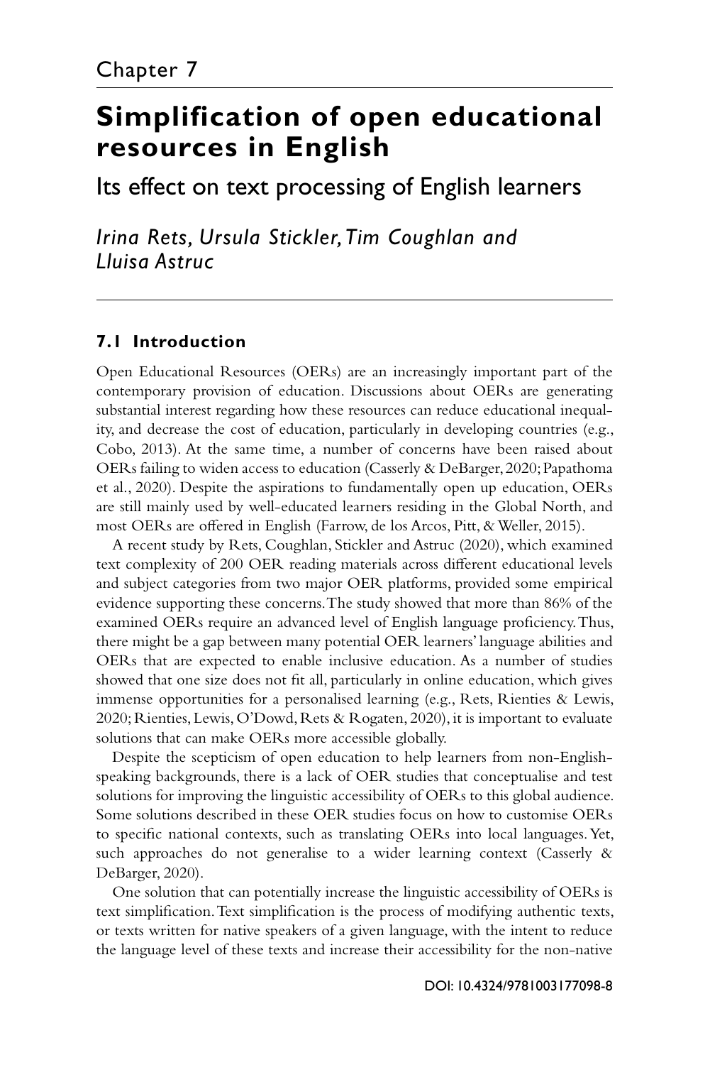Chapter 7

# Simplification of open educational resources in English

## Its effect on text processing of English learners

*Irina Rets, Ursula Stickler, Tim Coughlan and Lluisa Astruc*

### 7.1 Introduction

Open Educational Resources (OERs) are an increasingly important part of the contemporary provision of education. Discussions about OERs are generating substantial interest regarding how these resources can reduce educational inequality, and decrease the cost of education, particularly in developing countries (e.g., Cobo, 2013). At the same time, a number of concerns have been raised about OERs failing to widen access to education (Casserly & DeBarger, 2020; Papathoma et al., 2020). Despite the aspirations to fundamentally open up education, OERs are still mainly used by well-educated learners residing in the Global North, and most OERs are offered in English (Farrow, de los Arcos, Pitt, & Weller, 2015).

A recent study by Rets, Coughlan, Stickler and Astruc (2020), which examined text complexity of 200 OER reading materials across different educational levels and subject categories from two major OER platforms, provided some empirical evidence supporting these concerns. The study showed that more than 86% of the examined OERs require an advanced level of English language proficiency. Thus, there might be a gap between many potential OER learners' language abilities and OERs that are expected to enable inclusive education. As a number of studies showed that one size does not fit all, particularly in online education, which gives immense opportunities for a personalised learning (e.g., Rets, Rienties & Lewis, 2020; Rienties, Lewis, O'Dowd, Rets & Rogaten, 2020), it is important to evaluate solutions that can make OERs more accessible globally.

Despite the scepticism of open education to help learners from non-English-speaking backgrounds, there is a lack of OER studies that conceptualise and test solutions for improving the linguistic accessibility of OERs to this global audience. Some solutions described in these OER studies focus on how to customise OERs to specific national contexts, such as translating OERs into local languages. Yet, such approaches do not generalise to a wider learning context (Casserly & DeBarger, 2020).

One solution that can potentially increase the linguistic accessibility of OERs is text simplification. Text simplification is the process of modifying authentic texts, or texts written for native speakers of a given language, with the intent to reduce the language level of these texts and increase their accessibility for the non-native

DOI: 10.4324/9781003177098-8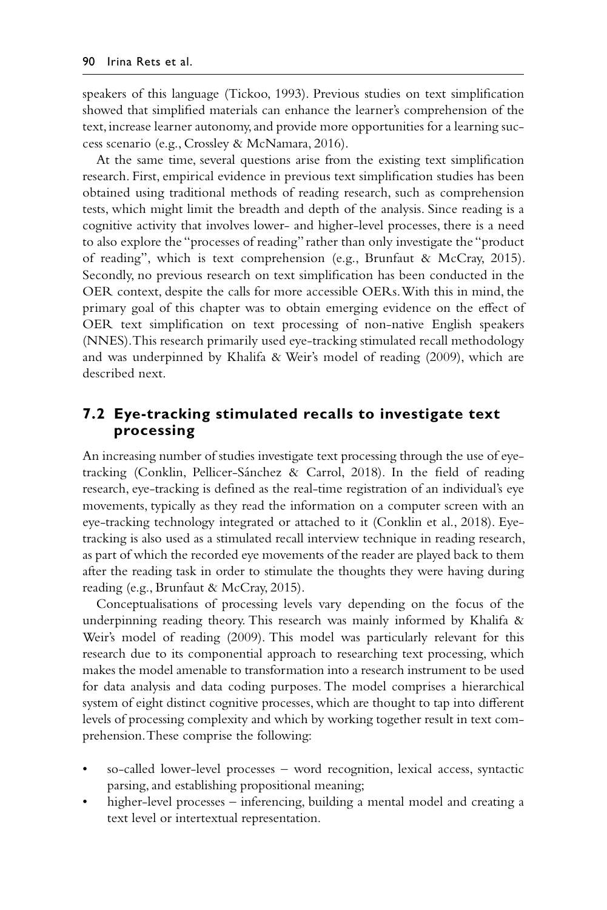speakers of this language (Tickoo, 1993). Previous studies on text simplification showed that simplified materials can enhance the learner's comprehension of the text, increase learner autonomy, and provide more opportunities for a learning success scenario (e.g., Crossley & McNamara, 2016).

At the same time, several questions arise from the existing text simplification research. First, empirical evidence in previous text simplification studies has been obtained using traditional methods of reading research, such as comprehension tests, which might limit the breadth and depth of the analysis. Since reading is a cognitive activity that involves lower- and higher-level processes, there is a need to also explore the "processes of reading" rather than only investigate the "product of reading", which is text comprehension (e.g., Brunfaut & McCray, 2015). Secondly, no previous research on text simplification has been conducted in the OER context, despite the calls for more accessible OERs. With this in mind, the primary goal of this chapter was to obtain emerging evidence on the effect of OER text simplification on text processing of non-native English speakers (NNES). This research primarily used eye-tracking stimulated recall methodology and was underpinned by Khalifa & Weir's model of reading (2009), which are described next.

## 7.2 Eye-tracking stimulated recalls to investigate text processing

An increasing number of studies investigate text processing through the use of eye-tracking (Conklin, Pellicer-Sánchez & Carrol, 2018). In the field of reading research, eye-tracking is defined as the real-time registration of an individual's eye movements, typically as they read the information on a computer screen with an eye-tracking technology integrated or attached to it (Conklin et al., 2018). Eye-tracking is also used as a stimulated recall interview technique in reading research, as part of which the recorded eye movements of the reader are played back to them after the reading task in order to stimulate the thoughts they were having during reading (e.g., Brunfaut & McCray, 2015).

Conceptualisations of processing levels vary depending on the focus of the underpinning reading theory. This research was mainly informed by Khalifa & Weir's model of reading (2009). This model was particularly relevant for this research due to its componential approach to researching text processing, which makes the model amenable to transformation into a research instrument to be used for data analysis and data coding purposes. The model comprises a hierarchical system of eight distinct cognitive processes, which are thought to tap into different levels of processing complexity and which by working together result in text comprehension. These comprise the following:

- so-called lower-level processes – word recognition, lexical access, syntactic parsing, and establishing propositional meaning;
- higher-level processes – inferencing, building a mental model and creating a text level or intertextual representation.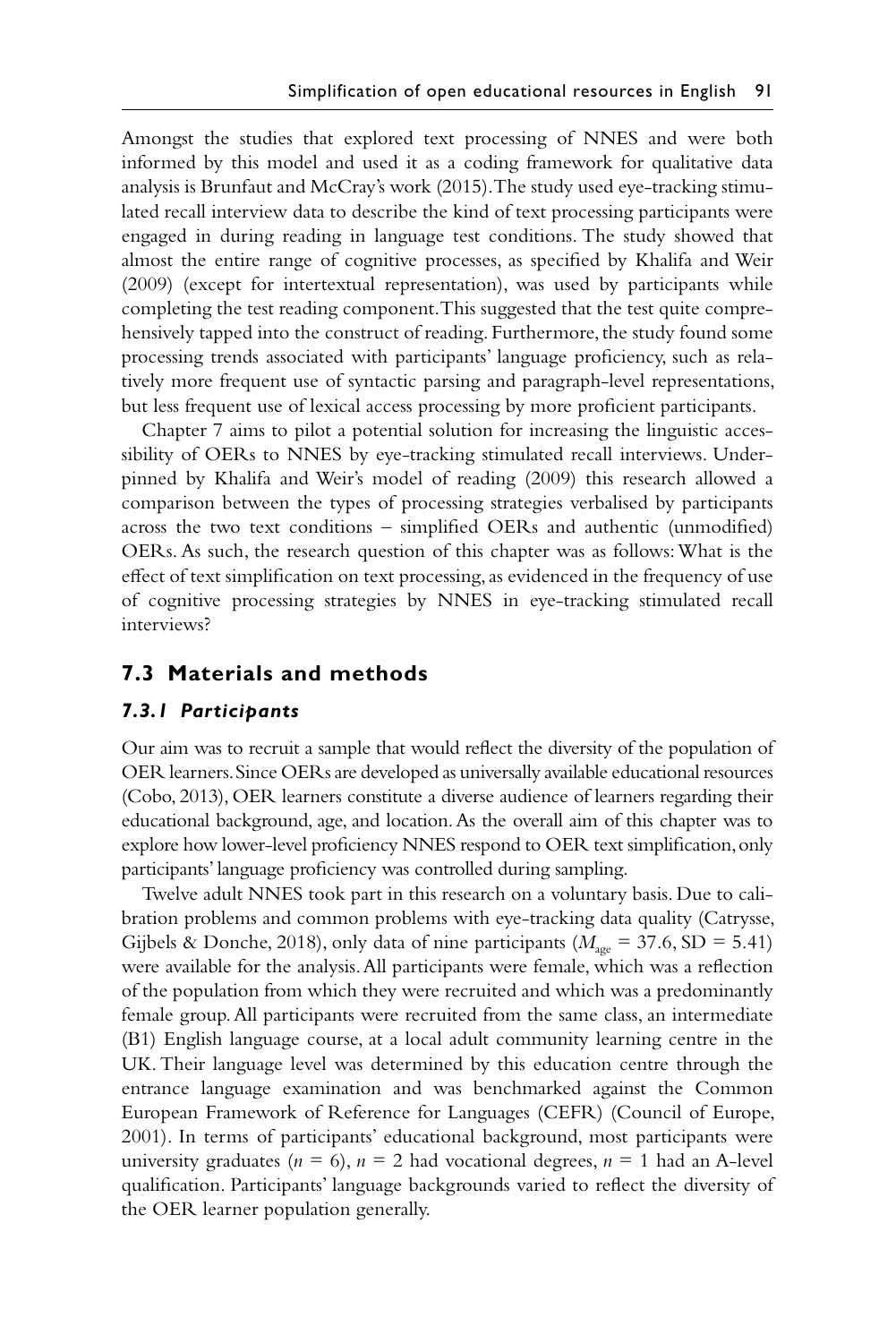Amongst the studies that explored text processing of NNES and were both informed by this model and used it as a coding framework for qualitative data analysis is Brunfaut and McCray's work (2015). The study used eye-tracking stimulated recall interview data to describe the kind of text processing participants were engaged in during reading in language test conditions. The study showed that almost the entire range of cognitive processes, as specified by Khalifa and Weir (2009) (except for intertextual representation), was used by participants while completing the test reading component. This suggested that the test quite comprehensively tapped into the construct of reading. Furthermore, the study found some processing trends associated with participants' language proficiency, such as relatively more frequent use of syntactic parsing and paragraph-level representations, but less frequent use of lexical access processing by more proficient participants.

Chapter 7 aims to pilot a potential solution for increasing the linguistic accessibility of OERs to NNES by eye-tracking stimulated recall interviews. Underpinned by Khalifa and Weir's model of reading (2009) this research allowed a comparison between the types of processing strategies verbalised by participants across the two text conditions – simplified OERs and authentic (unmodified) OERs. As such, the research question of this chapter was as follows: What is the effect of text simplification on text processing, as evidenced in the frequency of use of cognitive processing strategies by NNES in eye-tracking stimulated recall interviews?

## 7.3 Materials and methods

### *7.3.1 Participants*

Our aim was to recruit a sample that would reflect the diversity of the population of OER learners. Since OERs are developed as universally available educational resources (Cobo, 2013), OER learners constitute a diverse audience of learners regarding their educational background, age, and location. As the overall aim of this chapter was to explore how lower-level proficiency NNES respond to OER text simplification, only participants' language proficiency was controlled during sampling.

Twelve adult NNES took part in this research on a voluntary basis. Due to calibration problems and common problems with eye-tracking data quality (Catrysse, Gijbels & Donche, 2018), only data of nine participants ($M_{age}$ = 37.6, SD = 5.41) were available for the analysis. All participants were female, which was a reflection of the population from which they were recruited and which was a predominantly female group. All participants were recruited from the same class, an intermediate (B1) English language course, at a local adult community learning centre in the UK. Their language level was determined by this education centre through the entrance language examination and was benchmarked against the Common European Framework of Reference for Languages (CEFR) (Council of Europe, 2001). In terms of participants' educational background, most participants were university graduates ($n$ = 6), $n$ = 2 had vocational degrees, $n$ = 1 had an A-level qualification. Participants' language backgrounds varied to reflect the diversity of the OER learner population generally.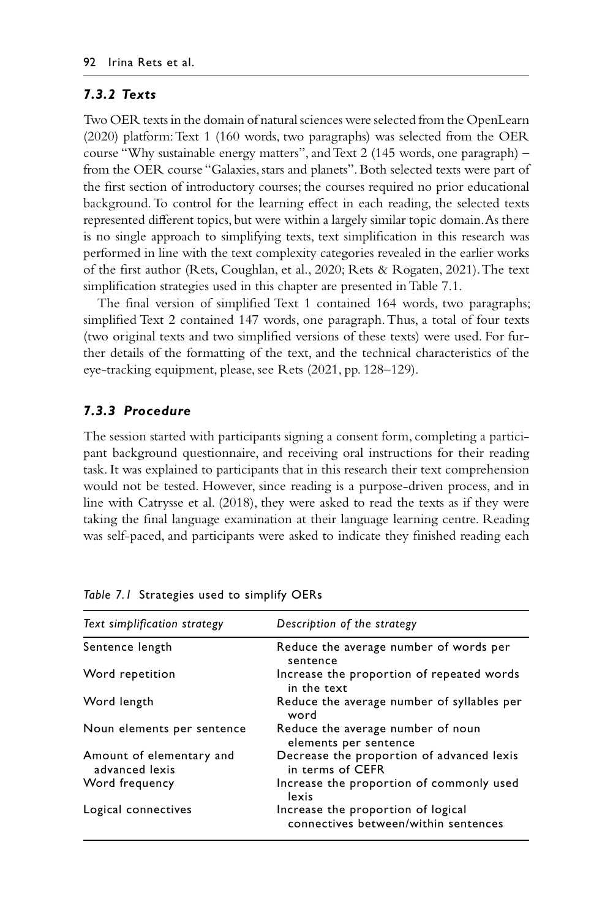### 7.3.2 Texts

Two OER texts in the domain of natural sciences were selected from the OpenLearn (2020) platform: Text 1 (160 words, two paragraphs) was selected from the OER course "Why sustainable energy matters", and Text 2 (145 words, one paragraph) – from the OER course "Galaxies, stars and planets". Both selected texts were part of the first section of introductory courses; the courses required no prior educational background. To control for the learning effect in each reading, the selected texts represented different topics, but were within a largely similar topic domain. As there is no single approach to simplifying texts, text simplification in this research was performed in line with the text complexity categories revealed in the earlier works of the first author (Rets, Coughlan, et al., 2020; Rets & Rogaten, 2021). The text simplification strategies used in this chapter are presented in Table 7.1.

The final version of simplified Text 1 contained 164 words, two paragraphs; simplified Text 2 contained 147 words, one paragraph. Thus, a total of four texts (two original texts and two simplified versions of these texts) were used. For further details of the formatting of the text, and the technical characteristics of the eye-tracking equipment, please, see Rets (2021, pp. 128–129).

### 7.3.3 Procedure

The session started with participants signing a consent form, completing a participant background questionnaire, and receiving oral instructions for their reading task. It was explained to participants that in this research their text comprehension would not be tested. However, since reading is a purpose-driven process, and in line with Catrysse et al. (2018), they were asked to read the texts as if they were taking the final language examination at their language learning centre. Reading was self-paced, and participants were asked to indicate they finished reading each

*Table 7.1* Strategies used to simplify OERs

| *Text simplification strategy* | *Description of the strategy* |
|---|---|
| Sentence length | Reduce the average number of words per sentence |
| Word repetition | Increase the proportion of repeated words in the text |
| Word length | Reduce the average number of syllables per word |
| Noun elements per sentence | Reduce the average number of noun elements per sentence |
| Amount of elementary and advanced lexis | Decrease the proportion of advanced lexis in terms of CEFR |
| Word frequency | Increase the proportion of commonly used lexis |
| Logical connectives | Increase the proportion of logical connectives between/within sentences |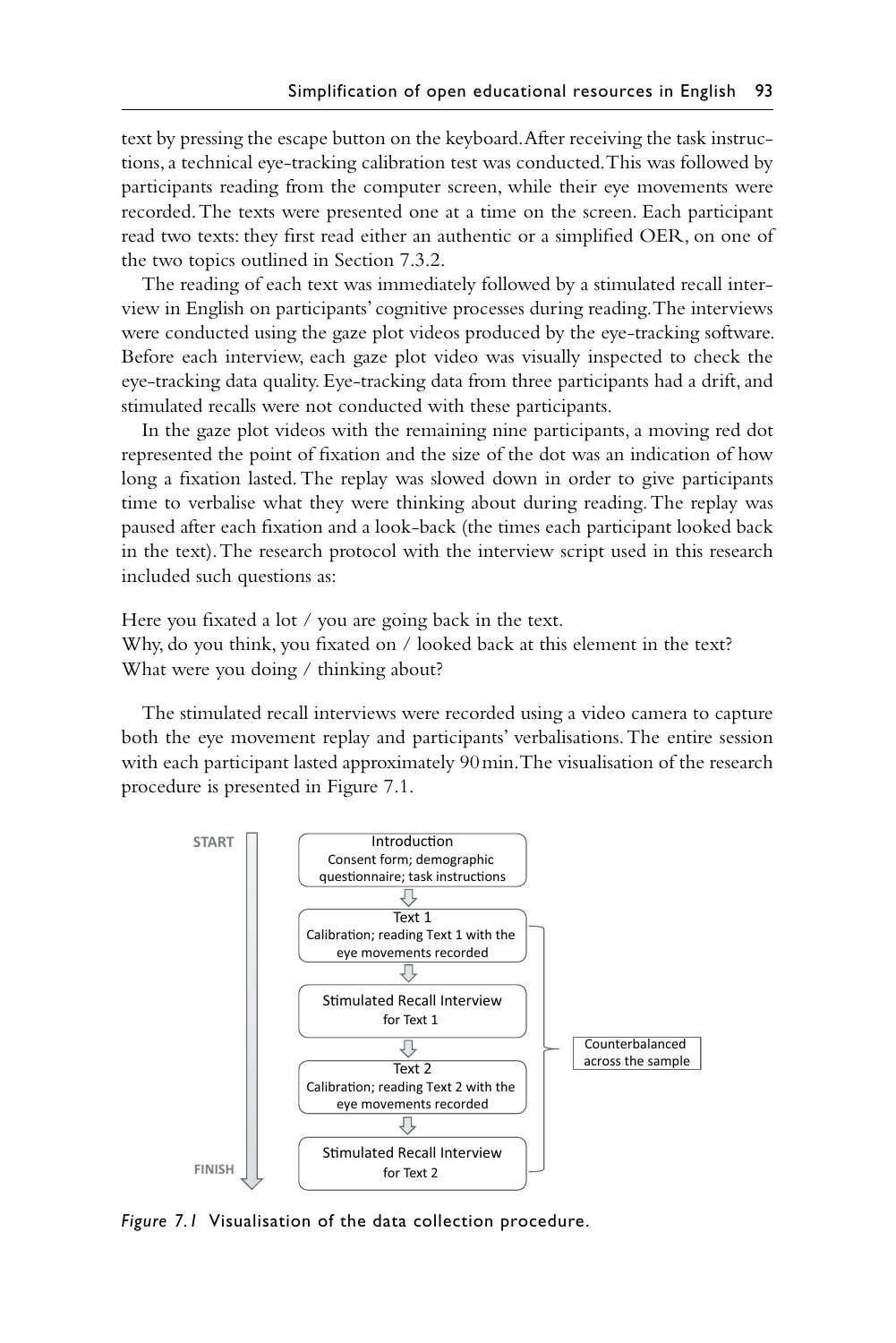text by pressing the escape button on the keyboard. After receiving the task instructions, a technical eye-tracking calibration test was conducted. This was followed by participants reading from the computer screen, while their eye movements were recorded. The texts were presented one at a time on the screen. Each participant read two texts: they first read either an authentic or a simplified OER, on one of the two topics outlined in Section 7.3.2.

The reading of each text was immediately followed by a stimulated recall interview in English on participants' cognitive processes during reading. The interviews were conducted using the gaze plot videos produced by the eye-tracking software. Before each interview, each gaze plot video was visually inspected to check the eye-tracking data quality. Eye-tracking data from three participants had a drift, and stimulated recalls were not conducted with these participants.

In the gaze plot videos with the remaining nine participants, a moving red dot represented the point of fixation and the size of the dot was an indication of how long a fixation lasted. The replay was slowed down in order to give participants time to verbalise what they were thinking about during reading. The replay was paused after each fixation and a look-back (the times each participant looked back in the text). The research protocol with the interview script used in this research included such questions as:

Here you fixated a lot / you are going back in the text.
Why, do you think, you fixated on / looked back at this element in the text?
What were you doing / thinking about?

The stimulated recall interviews were recorded using a video camera to capture both the eye movement replay and participants' verbalisations. The entire session with each participant lasted approximately 90 min. The visualisation of the research procedure is presented in Figure 7.1.

START

- **Introduction** – Consent form; demographic questionnaire; task instructions
- **Text 1** – Calibration; reading Text 1 with the eye movements recorded
- **Stimulated Recall Interview** for Text 1
- **Text 2** – Calibration; reading Text 2 with the eye movements recorded
- **Stimulated Recall Interview** for Text 2

(Text 1 through Stimulated Recall Interview for Text 2: Counterbalanced across the sample)

FINISH

*Figure 7.1* Visualisation of the data collection procedure.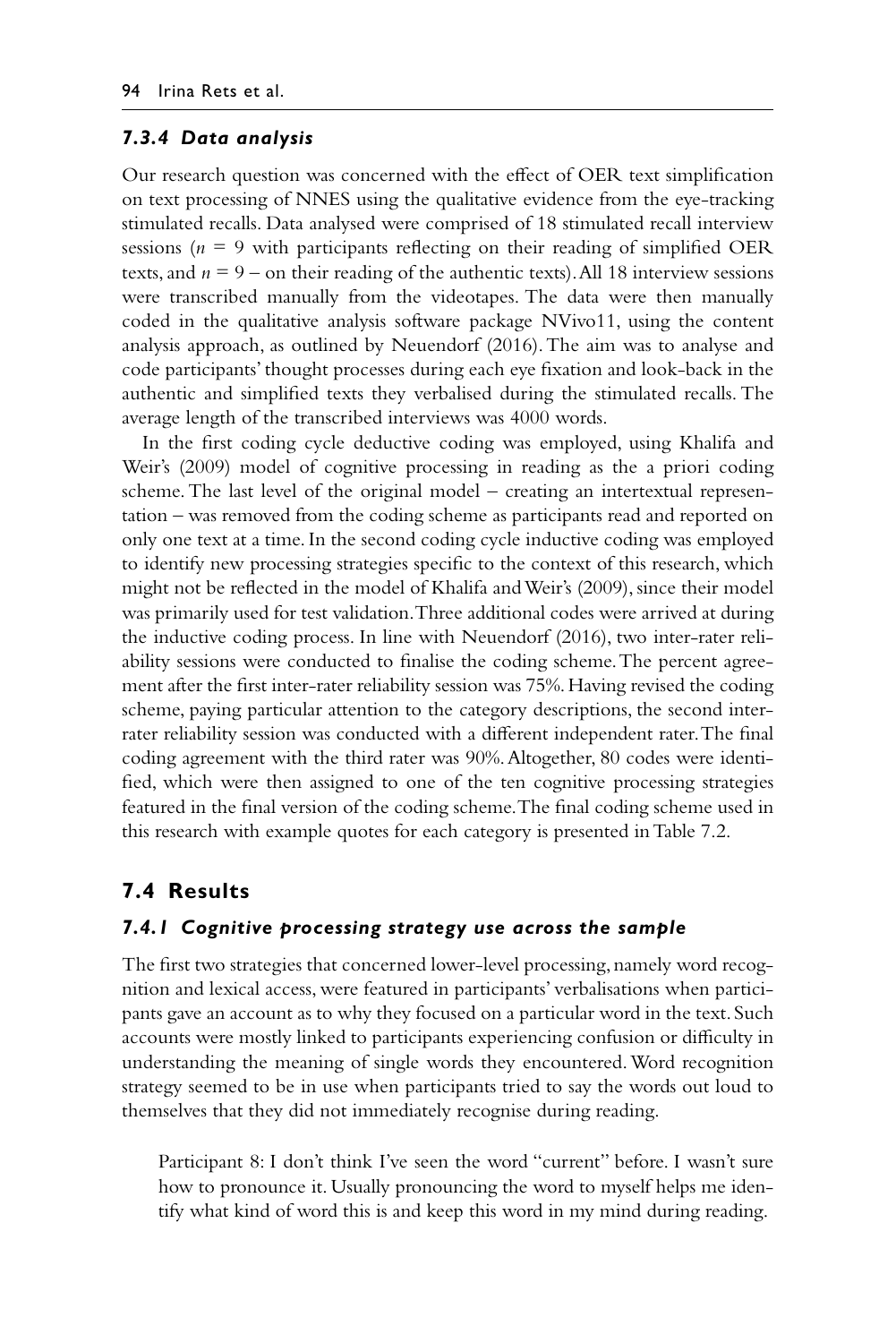### *7.3.4 Data analysis*

Our research question was concerned with the effect of OER text simplification on text processing of NNES using the qualitative evidence from the eye-tracking stimulated recalls. Data analysed were comprised of 18 stimulated recall interview sessions ($n$ = 9 with participants reflecting on their reading of simplified OER texts, and $n$ = 9 – on their reading of the authentic texts). All 18 interview sessions were transcribed manually from the videotapes. The data were then manually coded in the qualitative analysis software package NVivo11, using the content analysis approach, as outlined by Neuendorf (2016). The aim was to analyse and code participants' thought processes during each eye fixation and look-back in the authentic and simplified texts they verbalised during the stimulated recalls. The average length of the transcribed interviews was 4000 words.

In the first coding cycle deductive coding was employed, using Khalifa and Weir's (2009) model of cognitive processing in reading as the a priori coding scheme. The last level of the original model – creating an intertextual representation – was removed from the coding scheme as participants read and reported on only one text at a time. In the second coding cycle inductive coding was employed to identify new processing strategies specific to the context of this research, which might not be reflected in the model of Khalifa and Weir's (2009), since their model was primarily used for test validation. Three additional codes were arrived at during the inductive coding process. In line with Neuendorf (2016), two inter-rater reliability sessions were conducted to finalise the coding scheme. The percent agreement after the first inter-rater reliability session was 75%. Having revised the coding scheme, paying particular attention to the category descriptions, the second inter-rater reliability session was conducted with a different independent rater. The final coding agreement with the third rater was 90%. Altogether, 80 codes were identified, which were then assigned to one of the ten cognitive processing strategies featured in the final version of the coding scheme. The final coding scheme used in this research with example quotes for each category is presented in Table 7.2.

## 7.4 Results

### *7.4.1 Cognitive processing strategy use across the sample*

The first two strategies that concerned lower-level processing, namely word recognition and lexical access, were featured in participants' verbalisations when participants gave an account as to why they focused on a particular word in the text. Such accounts were mostly linked to participants experiencing confusion or difficulty in understanding the meaning of single words they encountered. Word recognition strategy seemed to be in use when participants tried to say the words out loud to themselves that they did not immediately recognise during reading.

> Participant 8: I don't think I've seen the word "current" before. I wasn't sure how to pronounce it. Usually pronouncing the word to myself helps me identify what kind of word this is and keep this word in my mind during reading.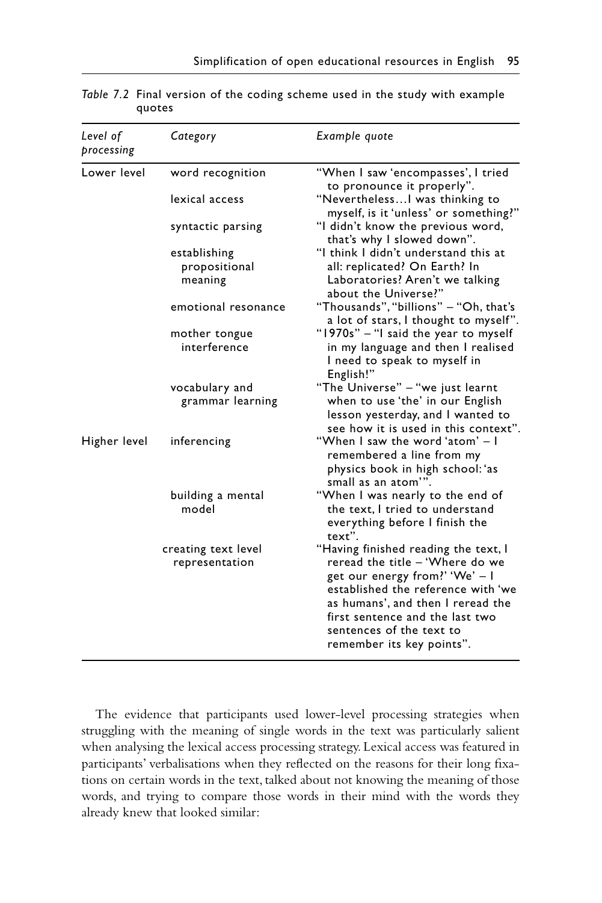*Table 7.2* Final version of the coding scheme used in the study with example quotes

| *Level of processing* | *Category* | *Example quote* |
|---|---|---|
| Lower level | word recognition | "When I saw 'encompasses', I tried to pronounce it properly". |
| | lexical access | "Nevertheless…I was thinking to myself, is it 'unless' or something?" |
| | syntactic parsing | "I didn't know the previous word, that's why I slowed down". |
| | establishing propositional meaning | "I think I didn't understand this at all: replicated? On Earth? In Laboratories? Aren't we talking about the Universe?" |
| | emotional resonance | "Thousands", "billions" – "Oh, that's a lot of stars, I thought to myself". |
| | mother tongue interference | "1970s" – "I said the year to myself in my language and then I realised I need to speak to myself in English!" |
| | vocabulary and grammar learning | "The Universe" – "we just learnt when to use 'the' in our English lesson yesterday, and I wanted to see how it is used in this context". |
| Higher level | inferencing | "When I saw the word 'atom' – I remembered a line from my physics book in high school: 'as small as an atom'". |
| | building a mental model | "When I was nearly to the end of the text, I tried to understand everything before I finish the text". |
| | creating text level representation | "Having finished reading the text, I reread the title – 'Where do we get our energy from?' 'We' – I established the reference with 'we as humans', and then I reread the first sentence and the last two sentences of the text to remember its key points". |

The evidence that participants used lower-level processing strategies when struggling with the meaning of single words in the text was particularly salient when analysing the lexical access processing strategy. Lexical access was featured in participants' verbalisations when they reflected on the reasons for their long fixations on certain words in the text, talked about not knowing the meaning of those words, and trying to compare those words in their mind with the words they already knew that looked similar: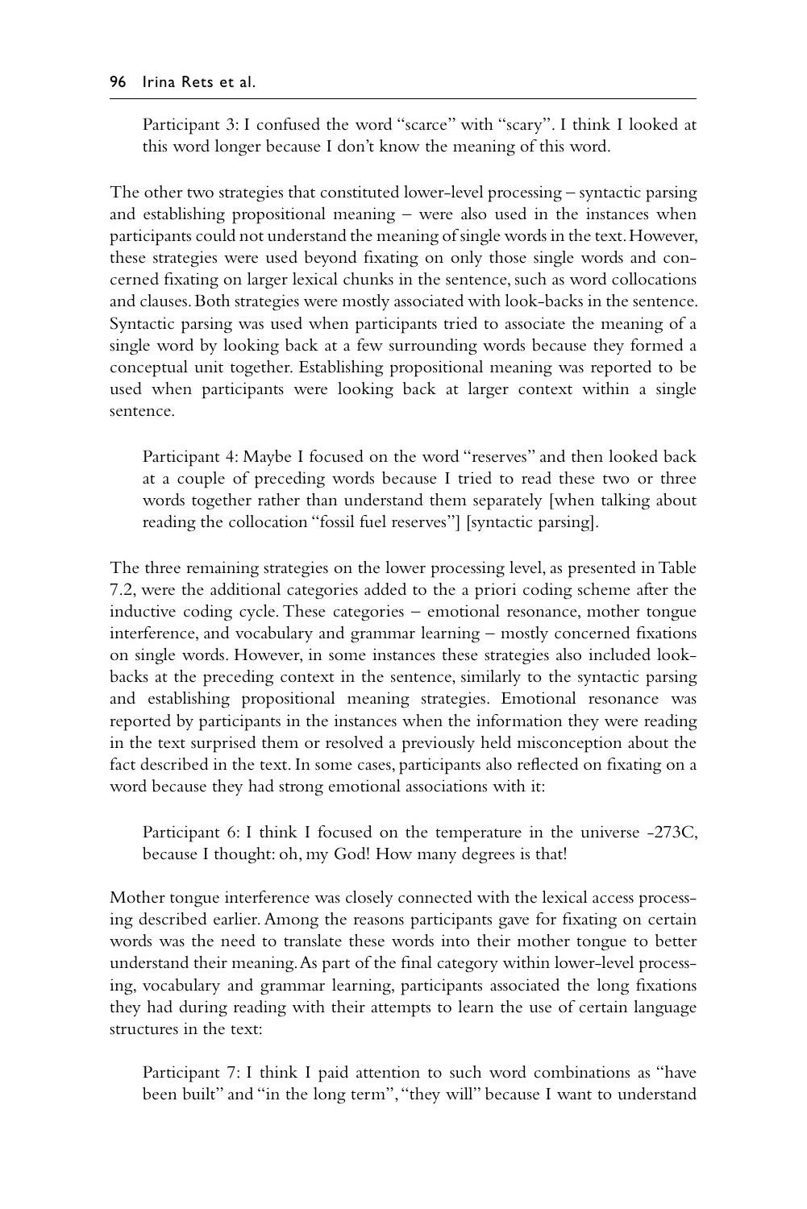> Participant 3: I confused the word "scarce" with "scary". I think I looked at this word longer because I don't know the meaning of this word.

The other two strategies that constituted lower-level processing – syntactic parsing and establishing propositional meaning – were also used in the instances when participants could not understand the meaning of single words in the text. However, these strategies were used beyond fixating on only those single words and concerned fixating on larger lexical chunks in the sentence, such as word collocations and clauses. Both strategies were mostly associated with look-backs in the sentence. Syntactic parsing was used when participants tried to associate the meaning of a single word by looking back at a few surrounding words because they formed a conceptual unit together. Establishing propositional meaning was reported to be used when participants were looking back at larger context within a single sentence.

> Participant 4: Maybe I focused on the word "reserves" and then looked back at a couple of preceding words because I tried to read these two or three words together rather than understand them separately [when talking about reading the collocation "fossil fuel reserves"] [syntactic parsing].

The three remaining strategies on the lower processing level, as presented in Table 7.2, were the additional categories added to the a priori coding scheme after the inductive coding cycle. These categories – emotional resonance, mother tongue interference, and vocabulary and grammar learning – mostly concerned fixations on single words. However, in some instances these strategies also included look-backs at the preceding context in the sentence, similarly to the syntactic parsing and establishing propositional meaning strategies. Emotional resonance was reported by participants in the instances when the information they were reading in the text surprised them or resolved a previously held misconception about the fact described in the text. In some cases, participants also reflected on fixating on a word because they had strong emotional associations with it:

> Participant 6: I think I focused on the temperature in the universe -273C, because I thought: oh, my God! How many degrees is that!

Mother tongue interference was closely connected with the lexical access processing described earlier. Among the reasons participants gave for fixating on certain words was the need to translate these words into their mother tongue to better understand their meaning. As part of the final category within lower-level processing, vocabulary and grammar learning, participants associated the long fixations they had during reading with their attempts to learn the use of certain language structures in the text:

> Participant 7: I think I paid attention to such word combinations as "have been built" and "in the long term", "they will" because I want to understand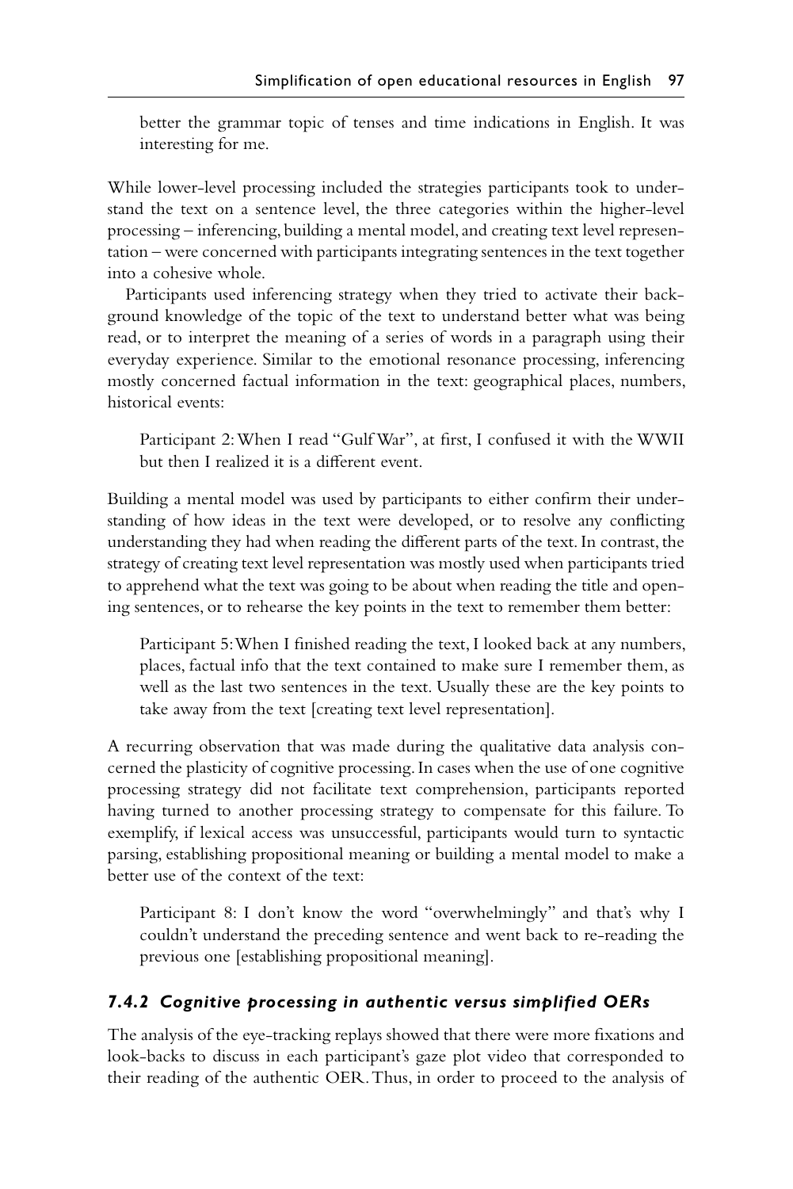better the grammar topic of tenses and time indications in English. It was interesting for me.

While lower-level processing included the strategies participants took to understand the text on a sentence level, the three categories within the higher-level processing – inferencing, building a mental model, and creating text level representation – were concerned with participants integrating sentences in the text together into a cohesive whole.

Participants used inferencing strategy when they tried to activate their background knowledge of the topic of the text to understand better what was being read, or to interpret the meaning of a series of words in a paragraph using their everyday experience. Similar to the emotional resonance processing, inferencing mostly concerned factual information in the text: geographical places, numbers, historical events:

> Participant 2: When I read "Gulf War", at first, I confused it with the WWII but then I realized it is a different event.

Building a mental model was used by participants to either confirm their understanding of how ideas in the text were developed, or to resolve any conflicting understanding they had when reading the different parts of the text. In contrast, the strategy of creating text level representation was mostly used when participants tried to apprehend what the text was going to be about when reading the title and opening sentences, or to rehearse the key points in the text to remember them better:

> Participant 5: When I finished reading the text, I looked back at any numbers, places, factual info that the text contained to make sure I remember them, as well as the last two sentences in the text. Usually these are the key points to take away from the text [creating text level representation].

A recurring observation that was made during the qualitative data analysis concerned the plasticity of cognitive processing. In cases when the use of one cognitive processing strategy did not facilitate text comprehension, participants reported having turned to another processing strategy to compensate for this failure. To exemplify, if lexical access was unsuccessful, participants would turn to syntactic parsing, establishing propositional meaning or building a mental model to make a better use of the context of the text:

> Participant 8: I don't know the word "overwhelmingly" and that's why I couldn't understand the preceding sentence and went back to re-reading the previous one [establishing propositional meaning].

### *7.4.2 Cognitive processing in authentic versus simplified OERs*

The analysis of the eye-tracking replays showed that there were more fixations and look-backs to discuss in each participant's gaze plot video that corresponded to their reading of the authentic OER. Thus, in order to proceed to the analysis of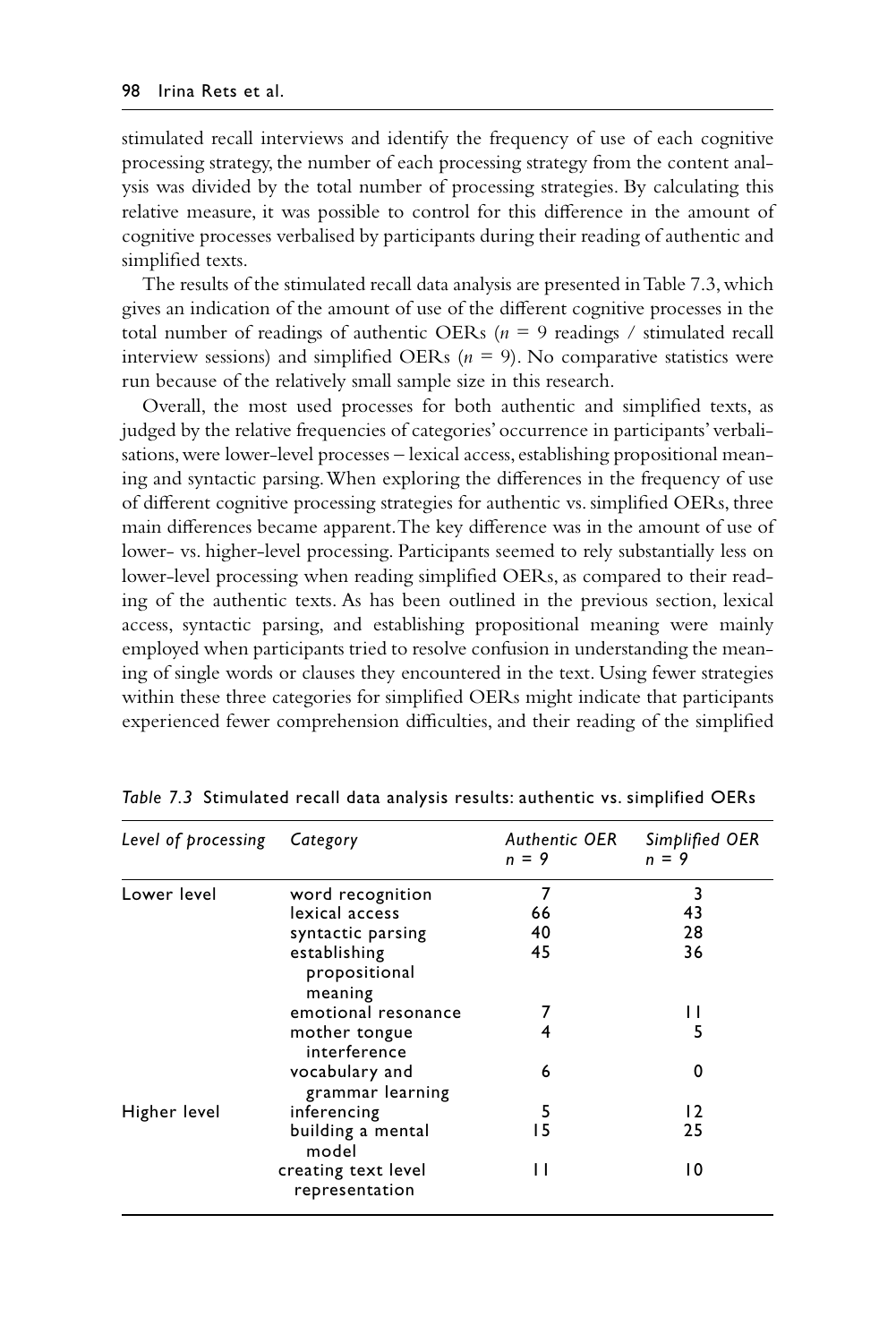stimulated recall interviews and identify the frequency of use of each cognitive processing strategy, the number of each processing strategy from the content analysis was divided by the total number of processing strategies. By calculating this relative measure, it was possible to control for this difference in the amount of cognitive processes verbalised by participants during their reading of authentic and simplified texts.

The results of the stimulated recall data analysis are presented in Table 7.3, which gives an indication of the amount of use of the different cognitive processes in the total number of readings of authentic OERs ($n$ = 9 readings / stimulated recall interview sessions) and simplified OERs ($n$ = 9). No comparative statistics were run because of the relatively small sample size in this research.

Overall, the most used processes for both authentic and simplified texts, as judged by the relative frequencies of categories' occurrence in participants' verbalisations, were lower-level processes – lexical access, establishing propositional meaning and syntactic parsing. When exploring the differences in the frequency of use of different cognitive processing strategies for authentic vs. simplified OERs, three main differences became apparent. The key difference was in the amount of use of lower- vs. higher-level processing. Participants seemed to rely substantially less on lower-level processing when reading simplified OERs, as compared to their reading of the authentic texts. As has been outlined in the previous section, lexical access, syntactic parsing, and establishing propositional meaning were mainly employed when participants tried to resolve confusion in understanding the meaning of single words or clauses they encountered in the text. Using fewer strategies within these three categories for simplified OERs might indicate that participants experienced fewer comprehension difficulties, and their reading of the simplified

*Table 7.3* Stimulated recall data analysis results: authentic vs. simplified OERs

| *Level of processing* | *Category* | *Authentic OER $n$ = 9* | *Simplified OER $n$ = 9* |
|---|---|---|---|
| Lower level | word recognition | 7 | 3 |
| | lexical access | 66 | 43 |
| | syntactic parsing | 40 | 28 |
| | establishing propositional meaning | 45 | 36 |
| | emotional resonance | 7 | 11 |
| | mother tongue interference | 4 | 5 |
| | vocabulary and grammar learning | 6 | 0 |
| Higher level | inferencing | 5 | 12 |
| | building a mental model | 15 | 25 |
| | creating text level representation | 11 | 10 |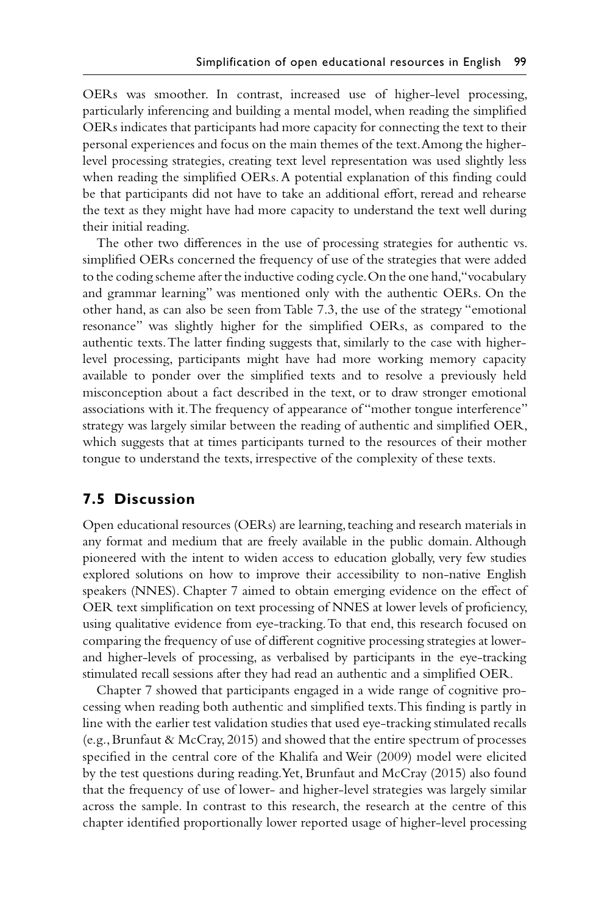OERs was smoother. In contrast, increased use of higher-level processing, particularly inferencing and building a mental model, when reading the simplified OERs indicates that participants had more capacity for connecting the text to their personal experiences and focus on the main themes of the text. Among the higher-level processing strategies, creating text level representation was used slightly less when reading the simplified OERs. A potential explanation of this finding could be that participants did not have to take an additional effort, reread and rehearse the text as they might have had more capacity to understand the text well during their initial reading.

The other two differences in the use of processing strategies for authentic vs. simplified OERs concerned the frequency of use of the strategies that were added to the coding scheme after the inductive coding cycle. On the one hand, "vocabulary and grammar learning" was mentioned only with the authentic OERs. On the other hand, as can also be seen from Table 7.3, the use of the strategy "emotional resonance" was slightly higher for the simplified OERs, as compared to the authentic texts. The latter finding suggests that, similarly to the case with higher-level processing, participants might have had more working memory capacity available to ponder over the simplified texts and to resolve a previously held misconception about a fact described in the text, or to draw stronger emotional associations with it. The frequency of appearance of "mother tongue interference" strategy was largely similar between the reading of authentic and simplified OER, which suggests that at times participants turned to the resources of their mother tongue to understand the texts, irrespective of the complexity of these texts.

## 7.5 Discussion

Open educational resources (OERs) are learning, teaching and research materials in any format and medium that are freely available in the public domain. Although pioneered with the intent to widen access to education globally, very few studies explored solutions on how to improve their accessibility to non-native English speakers (NNES). Chapter 7 aimed to obtain emerging evidence on the effect of OER text simplification on text processing of NNES at lower levels of proficiency, using qualitative evidence from eye-tracking. To that end, this research focused on comparing the frequency of use of different cognitive processing strategies at lower- and higher-levels of processing, as verbalised by participants in the eye-tracking stimulated recall sessions after they had read an authentic and a simplified OER.

Chapter 7 showed that participants engaged in a wide range of cognitive processing when reading both authentic and simplified texts. This finding is partly in line with the earlier test validation studies that used eye-tracking stimulated recalls (e.g., Brunfaut & McCray, 2015) and showed that the entire spectrum of processes specified in the central core of the Khalifa and Weir (2009) model were elicited by the test questions during reading. Yet, Brunfaut and McCray (2015) also found that the frequency of use of lower- and higher-level strategies was largely similar across the sample. In contrast to this research, the research at the centre of this chapter identified proportionally lower reported usage of higher-level processing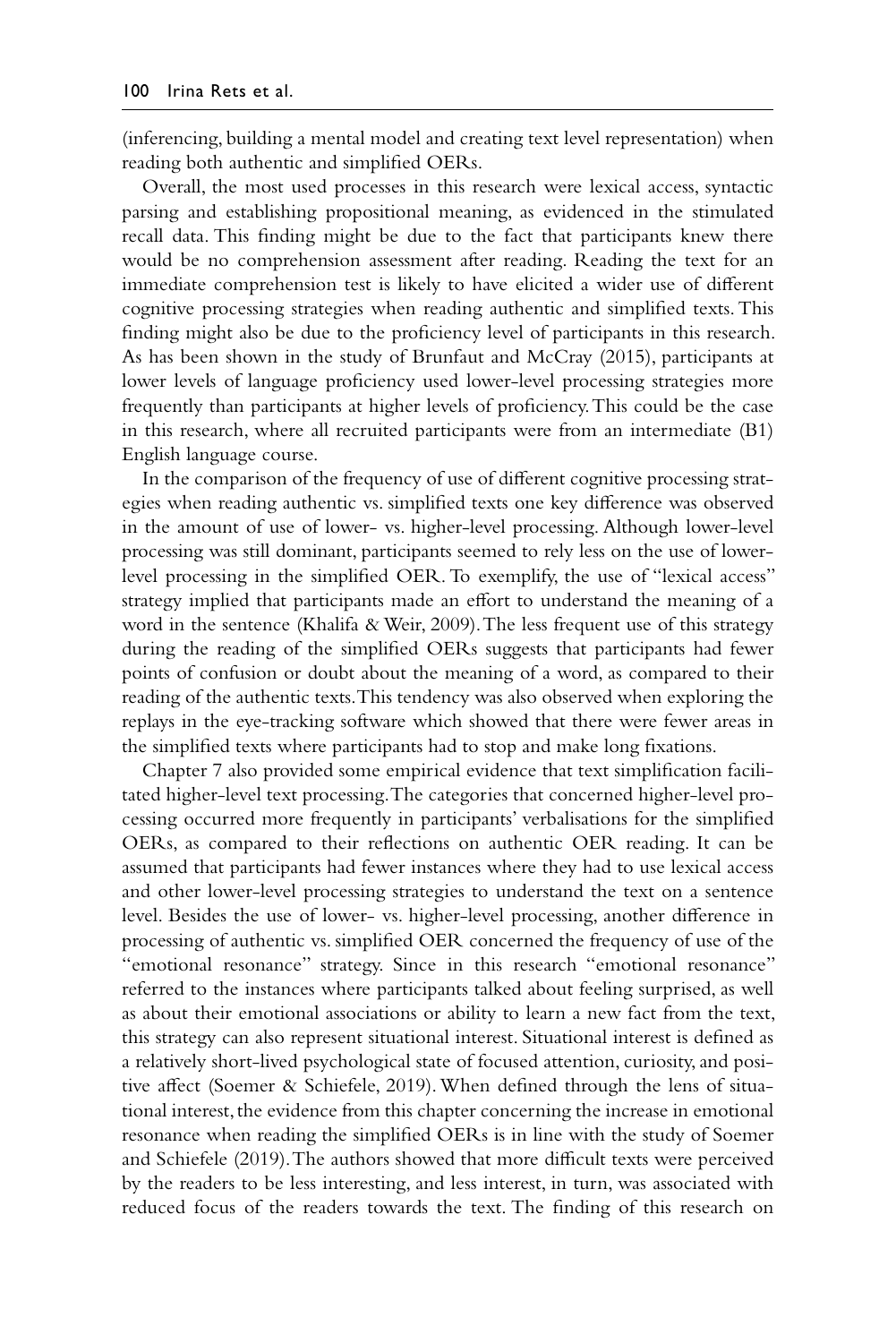(inferencing, building a mental model and creating text level representation) when reading both authentic and simplified OERs.

Overall, the most used processes in this research were lexical access, syntactic parsing and establishing propositional meaning, as evidenced in the stimulated recall data. This finding might be due to the fact that participants knew there would be no comprehension assessment after reading. Reading the text for an immediate comprehension test is likely to have elicited a wider use of different cognitive processing strategies when reading authentic and simplified texts. This finding might also be due to the proficiency level of participants in this research. As has been shown in the study of Brunfaut and McCray (2015), participants at lower levels of language proficiency used lower-level processing strategies more frequently than participants at higher levels of proficiency. This could be the case in this research, where all recruited participants were from an intermediate (B1) English language course.

In the comparison of the frequency of use of different cognitive processing strategies when reading authentic vs. simplified texts one key difference was observed in the amount of use of lower- vs. higher-level processing. Although lower-level processing was still dominant, participants seemed to rely less on the use of lower-level processing in the simplified OER. To exemplify, the use of "lexical access" strategy implied that participants made an effort to understand the meaning of a word in the sentence (Khalifa & Weir, 2009). The less frequent use of this strategy during the reading of the simplified OERs suggests that participants had fewer points of confusion or doubt about the meaning of a word, as compared to their reading of the authentic texts. This tendency was also observed when exploring the replays in the eye-tracking software which showed that there were fewer areas in the simplified texts where participants had to stop and make long fixations.

Chapter 7 also provided some empirical evidence that text simplification facilitated higher-level text processing. The categories that concerned higher-level processing occurred more frequently in participants' verbalisations for the simplified OERs, as compared to their reflections on authentic OER reading. It can be assumed that participants had fewer instances where they had to use lexical access and other lower-level processing strategies to understand the text on a sentence level. Besides the use of lower- vs. higher-level processing, another difference in processing of authentic vs. simplified OER concerned the frequency of use of the "emotional resonance" strategy. Since in this research "emotional resonance" referred to the instances where participants talked about feeling surprised, as well as about their emotional associations or ability to learn a new fact from the text, this strategy can also represent situational interest. Situational interest is defined as a relatively short-lived psychological state of focused attention, curiosity, and positive affect (Soemer & Schiefele, 2019). When defined through the lens of situational interest, the evidence from this chapter concerning the increase in emotional resonance when reading the simplified OERs is in line with the study of Soemer and Schiefele (2019). The authors showed that more difficult texts were perceived by the readers to be less interesting, and less interest, in turn, was associated with reduced focus of the readers towards the text. The finding of this research on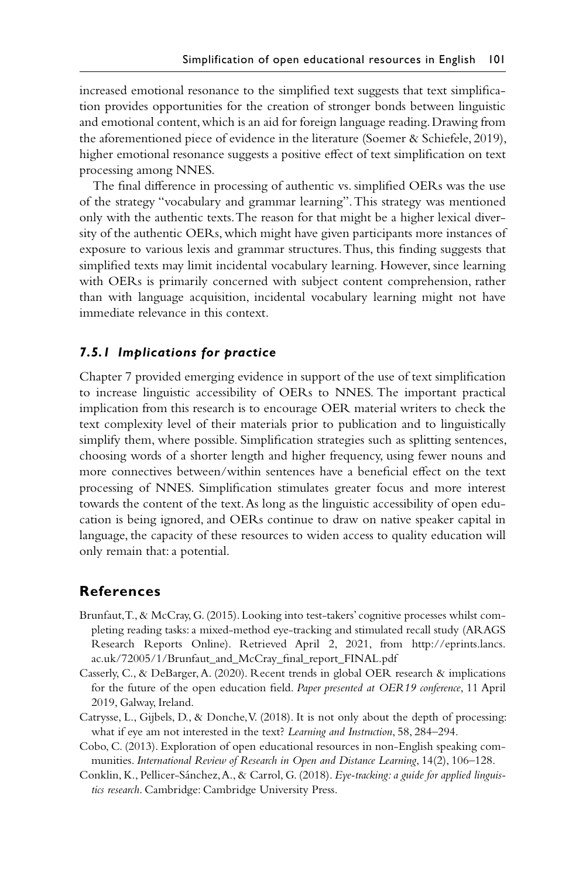increased emotional resonance to the simplified text suggests that text simplification provides opportunities for the creation of stronger bonds between linguistic and emotional content, which is an aid for foreign language reading. Drawing from the aforementioned piece of evidence in the literature (Soemer & Schiefele, 2019), higher emotional resonance suggests a positive effect of text simplification on text processing among NNES.

The final difference in processing of authentic vs. simplified OERs was the use of the strategy "vocabulary and grammar learning". This strategy was mentioned only with the authentic texts. The reason for that might be a higher lexical diversity of the authentic OERs, which might have given participants more instances of exposure to various lexis and grammar structures. Thus, this finding suggests that simplified texts may limit incidental vocabulary learning. However, since learning with OERs is primarily concerned with subject content comprehension, rather than with language acquisition, incidental vocabulary learning might not have immediate relevance in this context.

### *7.5.1 Implications for practice*

Chapter 7 provided emerging evidence in support of the use of text simplification to increase linguistic accessibility of OERs to NNES. The important practical implication from this research is to encourage OER material writers to check the text complexity level of their materials prior to publication and to linguistically simplify them, where possible. Simplification strategies such as splitting sentences, choosing words of a shorter length and higher frequency, using fewer nouns and more connectives between/within sentences have a beneficial effect on the text processing of NNES. Simplification stimulates greater focus and more interest towards the content of the text. As long as the linguistic accessibility of open education is being ignored, and OERs continue to draw on native speaker capital in language, the capacity of these resources to widen access to quality education will only remain that: a potential.

## References

Brunfaut, T., & McCray, G. (2015). Looking into test-takers' cognitive processes whilst completing reading tasks: a mixed-method eye-tracking and stimulated recall study (ARAGS Research Reports Online). Retrieved April 2, 2021, from http://eprints.lancs.ac.uk/72005/1/Brunfaut_and_McCray_final_report_FINAL.pdf

Casserly, C., & DeBarger, A. (2020). Recent trends in global OER research & implications for the future of the open education field. *Paper presented at OER19 conference*, 11 April 2019, Galway, Ireland.

Catrysse, L., Gijbels, D., & Donche, V. (2018). It is not only about the depth of processing: what if eye am not interested in the text? *Learning and Instruction*, 58, 284–294.

Cobo, C. (2013). Exploration of open educational resources in non-English speaking communities. *International Review of Research in Open and Distance Learning*, 14(2), 106–128.

Conklin, K., Pellicer-Sánchez, A., & Carrol, G. (2018). *Eye-tracking: a guide for applied linguistics research*. Cambridge: Cambridge University Press.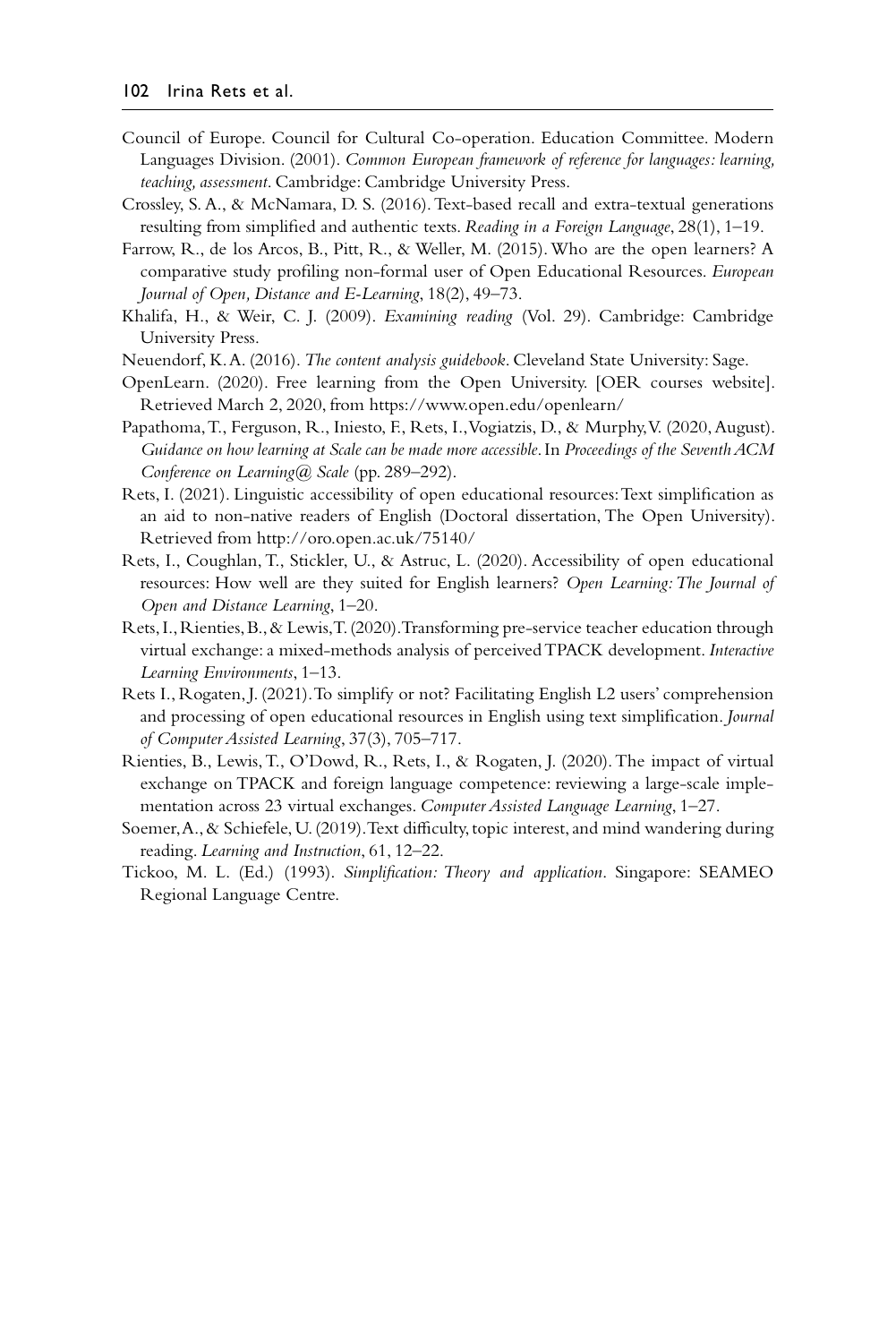Council of Europe. Council for Cultural Co-operation. Education Committee. Modern Languages Division. (2001). *Common European framework of reference for languages: learning, teaching, assessment*. Cambridge: Cambridge University Press.

Crossley, S. A., & McNamara, D. S. (2016). Text-based recall and extra-textual generations resulting from simplified and authentic texts. *Reading in a Foreign Language*, 28(1), 1–19.

Farrow, R., de los Arcos, B., Pitt, R., & Weller, M. (2015). Who are the open learners? A comparative study profiling non-formal user of Open Educational Resources. *European Journal of Open, Distance and E-Learning*, 18(2), 49–73.

Khalifa, H., & Weir, C. J. (2009). *Examining reading* (Vol. 29). Cambridge: Cambridge University Press.

Neuendorf, K. A. (2016). *The content analysis guidebook*. Cleveland State University: Sage.

OpenLearn. (2020). Free learning from the Open University. [OER courses website]. Retrieved March 2, 2020, from https://www.open.edu/openlearn/

Papathoma, T., Ferguson, R., Iniesto, F., Rets, I., Vogiatzis, D., & Murphy, V. (2020, August). *Guidance on how learning at Scale can be made more accessible*. In *Proceedings of the Seventh ACM Conference on Learning@ Scale* (pp. 289–292).

Rets, I. (2021). Linguistic accessibility of open educational resources: Text simplification as an aid to non-native readers of English (Doctoral dissertation, The Open University). Retrieved from http://oro.open.ac.uk/75140/

Rets, I., Coughlan, T., Stickler, U., & Astruc, L. (2020). Accessibility of open educational resources: How well are they suited for English learners? *Open Learning: The Journal of Open and Distance Learning*, 1–20.

Rets, I., Rienties, B., & Lewis, T. (2020). Transforming pre-service teacher education through virtual exchange: a mixed-methods analysis of perceived TPACK development. *Interactive Learning Environments*, 1–13.

Rets I., Rogaten, J. (2021). To simplify or not? Facilitating English L2 users' comprehension and processing of open educational resources in English using text simplification. *Journal of Computer Assisted Learning*, 37(3), 705–717.

Rienties, B., Lewis, T., O'Dowd, R., Rets, I., & Rogaten, J. (2020). The impact of virtual exchange on TPACK and foreign language competence: reviewing a large-scale implementation across 23 virtual exchanges. *Computer Assisted Language Learning*, 1–27.

Soemer, A., & Schiefele, U. (2019). Text difficulty, topic interest, and mind wandering during reading. *Learning and Instruction*, 61, 12–22.

Tickoo, M. L. (Ed.) (1993). *Simplification: Theory and application*. Singapore: SEAMEO Regional Language Centre.